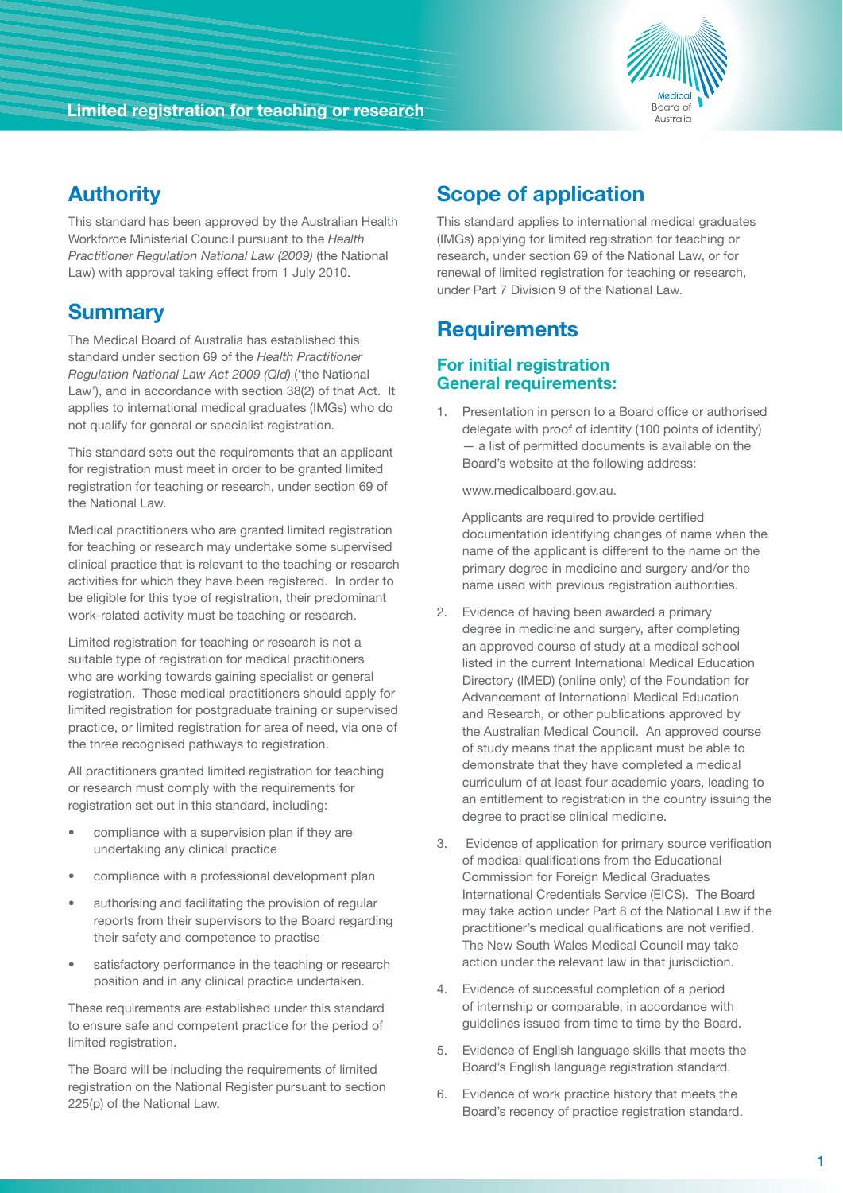# Limited registration for teaching or research

## Authority

This standard has been approved by the Australian Health Workforce Ministerial Council pursuant to the *Health Practitioner Regulation National Law (2009)* (the National Law) with approval taking effect from 1 July 2010.

## Summary

The Medical Board of Australia has established this standard under section 69 of the *Health Practitioner Regulation National Law Act 2009 (Qld)* ('the National Law'), and in accordance with section 38(2) of that Act. It applies to international medical graduates (IMGs) who do not qualify for general or specialist registration.

This standard sets out the requirements that an applicant for registration must meet in order to be granted limited registration for teaching or research, under section 69 of the National Law.

Medical practitioners who are granted limited registration for teaching or research may undertake some supervised clinical practice that is relevant to the teaching or research activities for which they have been registered. In order to be eligible for this type of registration, their predominant work-related activity must be teaching or research.

Limited registration for teaching or research is not a suitable type of registration for medical practitioners who are working towards gaining specialist or general registration. These medical practitioners should apply for limited registration for postgraduate training or supervised practice, or limited registration for area of need, via one of the three recognised pathways to registration.

All practitioners granted limited registration for teaching or research must comply with the requirements for registration set out in this standard, including:

- compliance with a supervision plan if they are undertaking any clinical practice
- compliance with a professional development plan
- authorising and facilitating the provision of regular reports from their supervisors to the Board regarding their safety and competence to practise
- satisfactory performance in the teaching or research position and in any clinical practice undertaken.

These requirements are established under this standard to ensure safe and competent practice for the period of limited registration.

The Board will be including the requirements of limited registration on the National Register pursuant to section 225(p) of the National Law.

## Scope of application

This standard applies to international medical graduates (IMGs) applying for limited registration for teaching or research, under section 69 of the National Law, or for renewal of limited registration for teaching or research, under Part 7 Division 9 of the National Law.

## Requirements

### For initial registration
### General requirements:

1. Presentation in person to a Board office or authorised delegate with proof of identity (100 points of identity) — a list of permitted documents is available on the Board's website at the following address:

   www.medicalboard.gov.au.

   Applicants are required to provide certified documentation identifying changes of name when the name of the applicant is different to the name on the primary degree in medicine and surgery and/or the name used with previous registration authorities.

2. Evidence of having been awarded a primary degree in medicine and surgery, after completing an approved course of study at a medical school listed in the current International Medical Education Directory (IMED) (online only) of the Foundation for Advancement of International Medical Education and Research, or other publications approved by the Australian Medical Council. An approved course of study means that the applicant must be able to demonstrate that they have completed a medical curriculum of at least four academic years, leading to an entitlement to registration in the country issuing the degree to practise clinical medicine.

3. Evidence of application for primary source verification of medical qualifications from the Educational Commission for Foreign Medical Graduates International Credentials Service (EICS). The Board may take action under Part 8 of the National Law if the practitioner's medical qualifications are not verified. The New South Wales Medical Council may take action under the relevant law in that jurisdiction.

4. Evidence of successful completion of a period of internship or comparable, in accordance with guidelines issued from time to time by the Board.

5. Evidence of English language skills that meets the Board's English language registration standard.

6. Evidence of work practice history that meets the Board's recency of practice registration standard.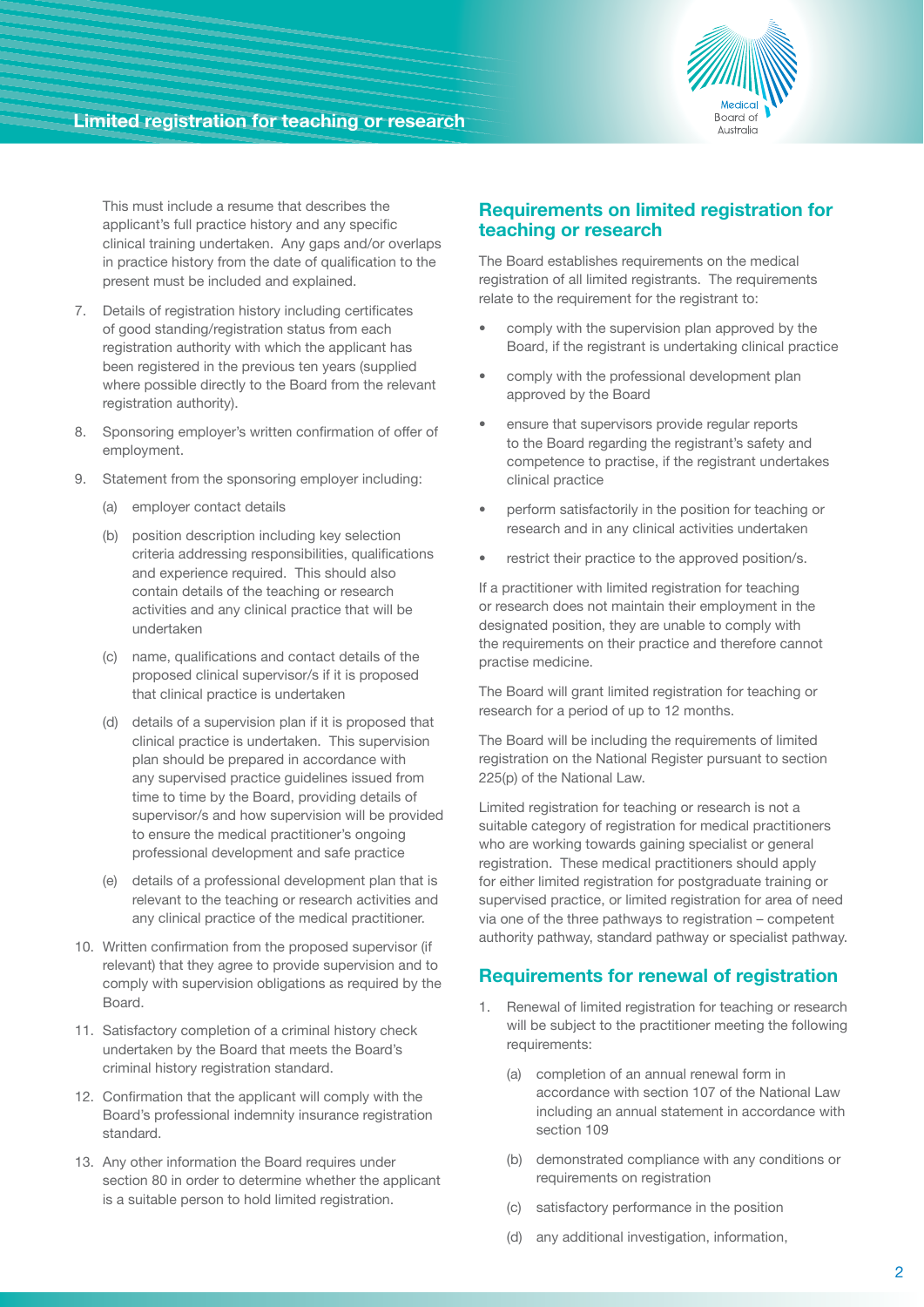This must include a resume that describes the applicant's full practice history and any specific clinical training undertaken. Any gaps and/or overlaps in practice history from the date of qualification to the present must be included and explained.

7. Details of registration history including certificates of good standing/registration status from each registration authority with which the applicant has been registered in the previous ten years (supplied where possible directly to the Board from the relevant registration authority).
8. Sponsoring employer's written confirmation of offer of employment.
9. Statement from the sponsoring employer including:
   (a) employer contact details
   (b) position description including key selection criteria addressing responsibilities, qualifications and experience required. This should also contain details of the teaching or research activities and any clinical practice that will be undertaken
   (c) name, qualifications and contact details of the proposed clinical supervisor/s if it is proposed that clinical practice is undertaken
   (d) details of a supervision plan if it is proposed that clinical practice is undertaken. This supervision plan should be prepared in accordance with any supervised practice guidelines issued from time to time by the Board, providing details of supervisor/s and how supervision will be provided to ensure the medical practitioner's ongoing professional development and safe practice
   (e) details of a professional development plan that is relevant to the teaching or research activities and any clinical practice of the medical practitioner.
10. Written confirmation from the proposed supervisor (if relevant) that they agree to provide supervision and to comply with supervision obligations as required by the Board.
11. Satisfactory completion of a criminal history check undertaken by the Board that meets the Board's criminal history registration standard.
12. Confirmation that the applicant will comply with the Board's professional indemnity insurance registration standard.
13. Any other information the Board requires under section 80 in order to determine whether the applicant is a suitable person to hold limited registration.

## Requirements on limited registration for teaching or research

The Board establishes requirements on the medical registration of all limited registrants. The requirements relate to the requirement for the registrant to:

- comply with the supervision plan approved by the Board, if the registrant is undertaking clinical practice
- comply with the professional development plan approved by the Board
- ensure that supervisors provide regular reports to the Board regarding the registrant's safety and competence to practise, if the registrant undertakes clinical practice
- perform satisfactorily in the position for teaching or research and in any clinical activities undertaken
- restrict their practice to the approved position/s.

If a practitioner with limited registration for teaching or research does not maintain their employment in the designated position, they are unable to comply with the requirements on their practice and therefore cannot practise medicine.

The Board will grant limited registration for teaching or research for a period of up to 12 months.

The Board will be including the requirements of limited registration on the National Register pursuant to section 225(p) of the National Law.

Limited registration for teaching or research is not a suitable category of registration for medical practitioners who are working towards gaining specialist or general registration. These medical practitioners should apply for either limited registration for postgraduate training or supervised practice, or limited registration for area of need via one of the three pathways to registration – competent authority pathway, standard pathway or specialist pathway.

## Requirements for renewal of registration

1. Renewal of limited registration for teaching or research will be subject to the practitioner meeting the following requirements:
   (a) completion of an annual renewal form in accordance with section 107 of the National Law including an annual statement in accordance with section 109
   (b) demonstrated compliance with any conditions or requirements on registration
   (c) satisfactory performance in the position
   (d) any additional investigation, information,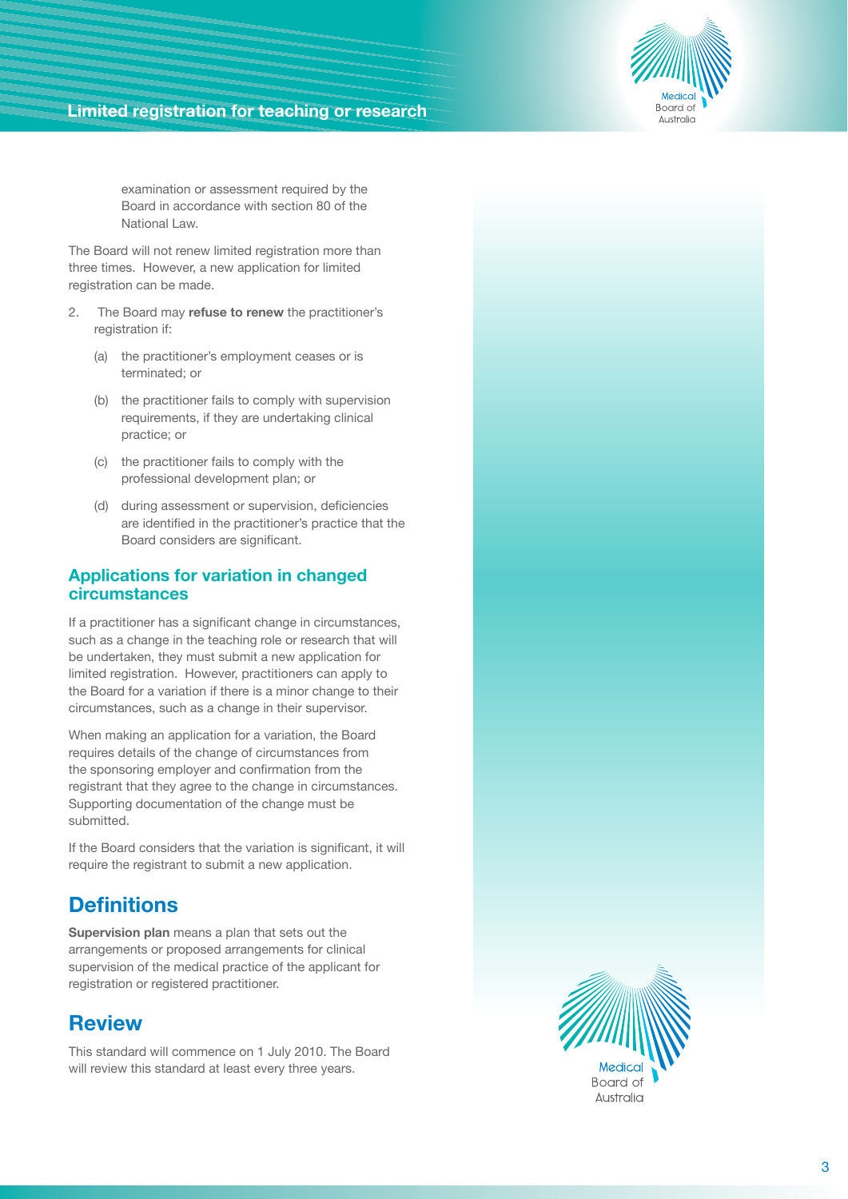examination or assessment required by the Board in accordance with section 80 of the National Law.

The Board will not renew limited registration more than three times. However, a new application for limited registration can be made.

2. The Board may **refuse to renew** the practitioner's registration if:

   (a) the practitioner's employment ceases or is terminated; or

   (b) the practitioner fails to comply with supervision requirements, if they are undertaking clinical practice; or

   (c) the practitioner fails to comply with the professional development plan; or

   (d) during assessment or supervision, deficiencies are identified in the practitioner's practice that the Board considers are significant.

### Applications for variation in changed circumstances

If a practitioner has a significant change in circumstances, such as a change in the teaching role or research that will be undertaken, they must submit a new application for limited registration. However, practitioners can apply to the Board for a variation if there is a minor change to their circumstances, such as a change in their supervisor.

When making an application for a variation, the Board requires details of the change of circumstances from the sponsoring employer and confirmation from the registrant that they agree to the change in circumstances. Supporting documentation of the change must be submitted.

If the Board considers that the variation is significant, it will require the registrant to submit a new application.

## Definitions

**Supervision plan** means a plan that sets out the arrangements or proposed arrangements for clinical supervision of the medical practice of the applicant for registration or registered practitioner.

## Review

This standard will commence on 1 July 2010. The Board will review this standard at least every three years.